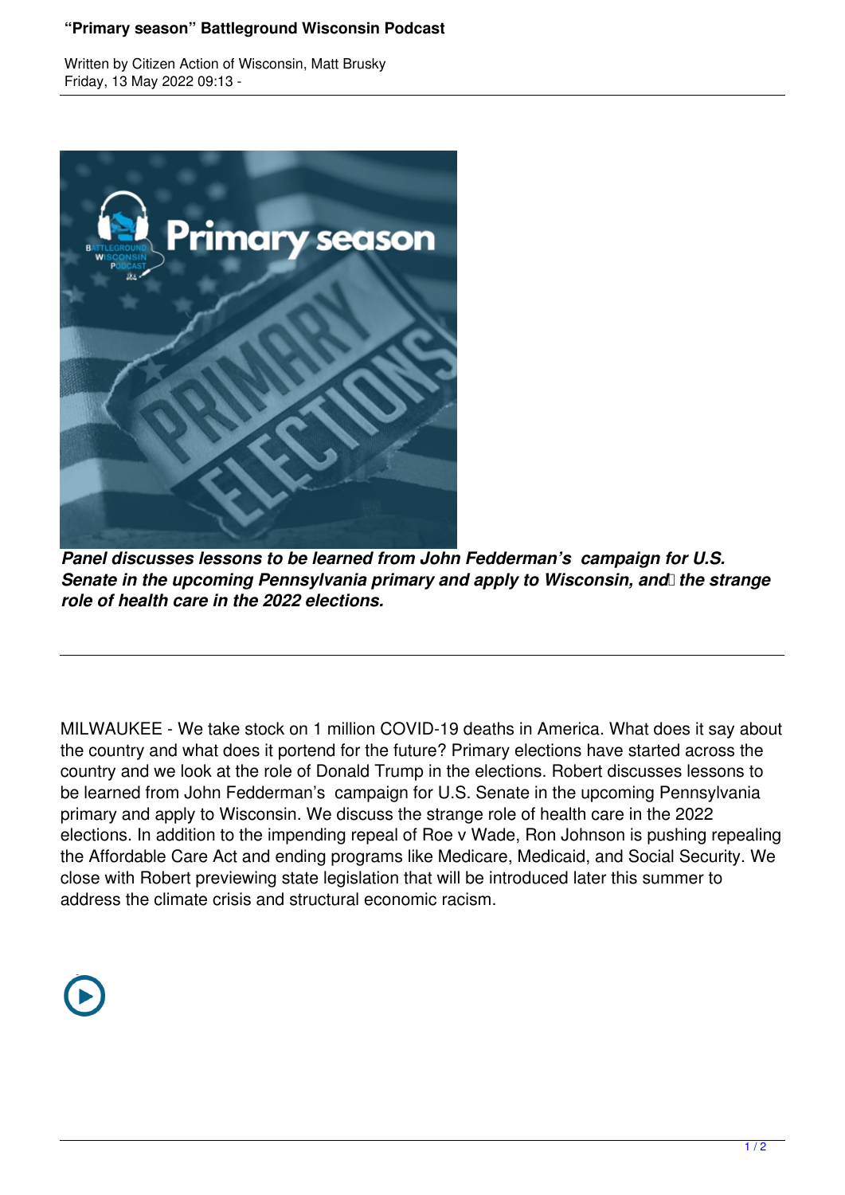# "Primary season" Battleground Wisconsin Podcast

Written by Citizen Action of Wisconsin, Matt Brusky
Friday, 13 May 2022 09:13 -

***Panel discusses lessons to be learned from John Fedderman's campaign for U.S. Senate in the upcoming Pennsylvania primary and apply to Wisconsin, and the strange role of health care in the 2022 elections.***

---

MILWAUKEE - We take stock on 1 million COVID-19 deaths in America. What does it say about the country and what does it portend for the future? Primary elections have started across the country and we look at the role of Donald Trump in the elections. Robert discusses lessons to be learned from John Fedderman's campaign for U.S. Senate in the upcoming Pennsylvania primary and apply to Wisconsin. We discuss the strange role of health care in the 2022 elections. In addition to the impending repeal of Roe v Wade, Ron Johnson is pushing repealing the Affordable Care Act and ending programs like Medicare, Medicaid, and Social Security. We close with Robert previewing state legislation that will be introduced later this summer to address the climate crisis and structural economic racism.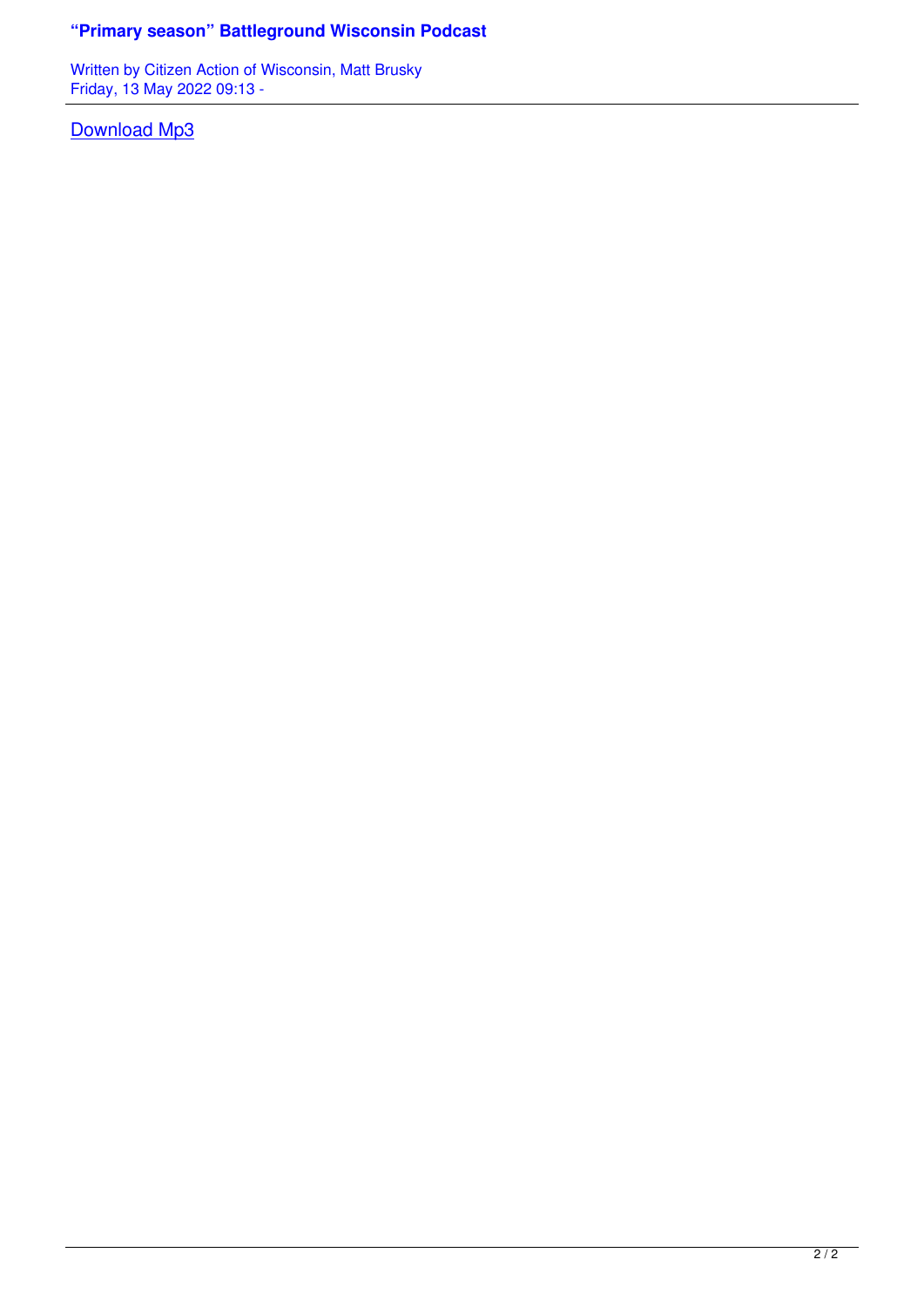Download Mp3